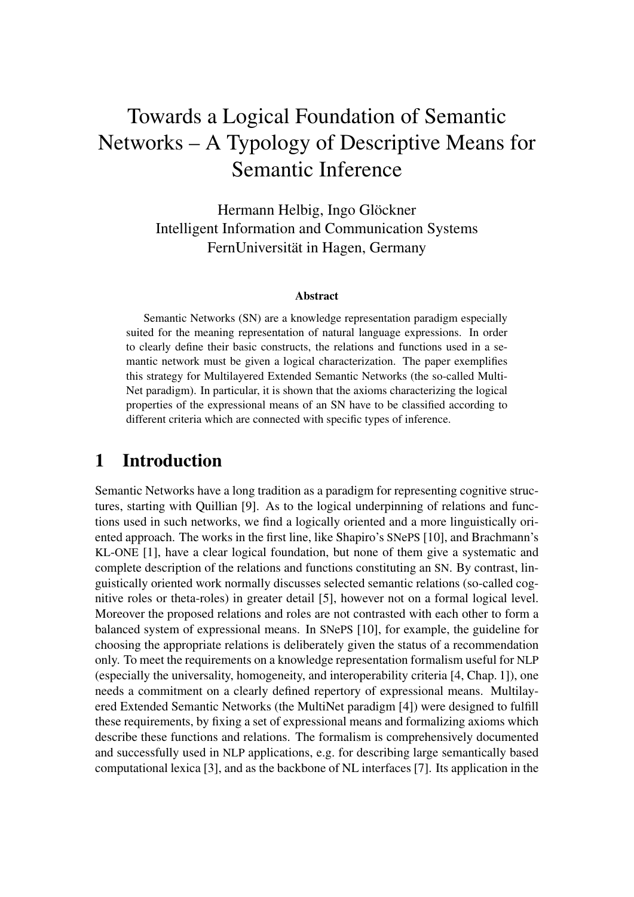# Towards a Logical Foundation of Semantic Networks – A Typology of Descriptive Means for Semantic Inference

Hermann Helbig, Ingo Glöckner
Intelligent Information and Communication Systems
FernUniversität in Hagen, Germany

### Abstract

Semantic Networks (SN) are a knowledge representation paradigm especially suited for the meaning representation of natural language expressions. In order to clearly define their basic constructs, the relations and functions used in a semantic network must be given a logical characterization. The paper exemplifies this strategy for Multilayered Extended Semantic Networks (the so-called MultiNet paradigm). In particular, it is shown that the axioms characterizing the logical properties of the expressional means of an SN have to be classified according to different criteria which are connected with specific types of inference.

## 1 Introduction

Semantic Networks have a long tradition as a paradigm for representing cognitive structures, starting with Quillian [9]. As to the logical underpinning of relations and functions used in such networks, we find a logically oriented and a more linguistically oriented approach. The works in the first line, like Shapiro's SNePS [10], and Brachmann's KL-ONE [1], have a clear logical foundation, but none of them give a systematic and complete description of the relations and functions constituting an SN. By contrast, linguistically oriented work normally discusses selected semantic relations (so-called cognitive roles or theta-roles) in greater detail [5], however not on a formal logical level. Moreover the proposed relations and roles are not contrasted with each other to form a balanced system of expressional means. In SNePS [10], for example, the guideline for choosing the appropriate relations is deliberately given the status of a recommendation only. To meet the requirements on a knowledge representation formalism useful for NLP (especially the universality, homogeneity, and interoperability criteria [4, Chap. 1]), one needs a commitment on a clearly defined repertory of expressional means. Multilayered Extended Semantic Networks (the MultiNet paradigm [4]) were designed to fulfill these requirements, by fixing a set of expressional means and formalizing axioms which describe these functions and relations. The formalism is comprehensively documented and successfully used in NLP applications, e.g. for describing large semantically based computational lexica [3], and as the backbone of NL interfaces [7]. Its application in the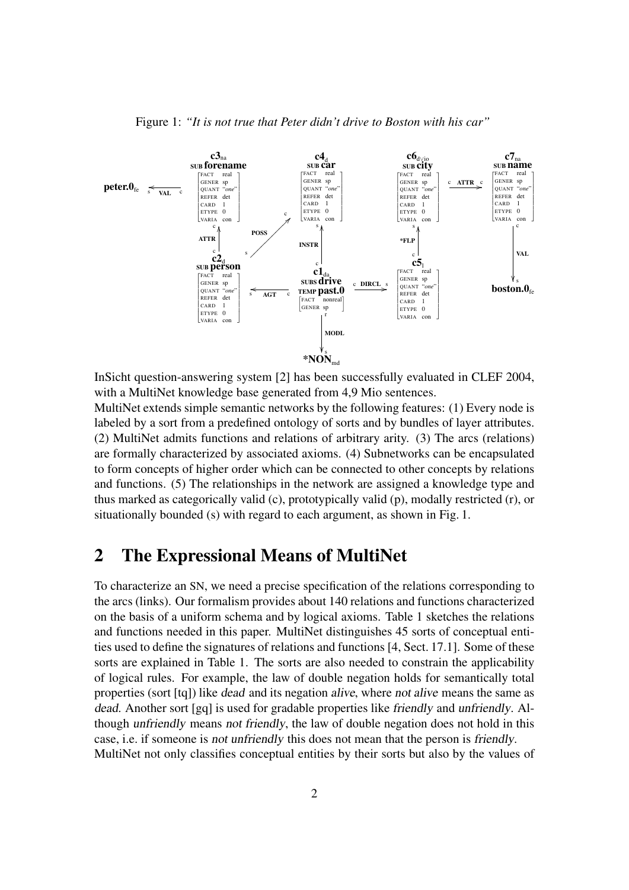Figure 1: *"It is not true that Peter didn't drive to Boston with his car"*

InSicht question-answering system [2] has been successfully evaluated in CLEF 2004, with a MultiNet knowledge base generated from 4,9 Mio sentences.

MultiNet extends simple semantic networks by the following features: (1) Every node is labeled by a sort from a predefined ontology of sorts and by bundles of layer attributes. (2) MultiNet admits functions and relations of arbitrary arity. (3) The arcs (relations) are formally characterized by associated axioms. (4) Subnetworks can be encapsulated to form concepts of higher order which can be connected to other concepts by relations and functions. (5) The relationships in the network are assigned a knowledge type and thus marked as categorically valid (c), prototypically valid (p), modally restricted (r), or situationally bounded (s) with regard to each argument, as shown in Fig. 1.

## 2 The Expressional Means of MultiNet

To characterize an SN, we need a precise specification of the relations corresponding to the arcs (links). Our formalism provides about 140 relations and functions characterized on the basis of a uniform schema and by logical axioms. Table 1 sketches the relations and functions needed in this paper. MultiNet distinguishes 45 sorts of conceptual entities used to define the signatures of relations and functions [4, Sect. 17.1]. Some of these sorts are explained in Table 1. The sorts are also needed to constrain the applicability of logical rules. For example, the law of double negation holds for semantically total properties (sort [tq]) like *dead* and its negation *alive*, where *not alive* means the same as *dead*. Another sort [gq] is used for gradable properties like *friendly* and *unfriendly*. Although *unfriendly* means *not friendly*, the law of double negation does not hold in this case, i.e. if someone is *not unfriendly* this does not mean that the person is *friendly*.

MultiNet not only classifies conceptual entities by their sorts but also by the values of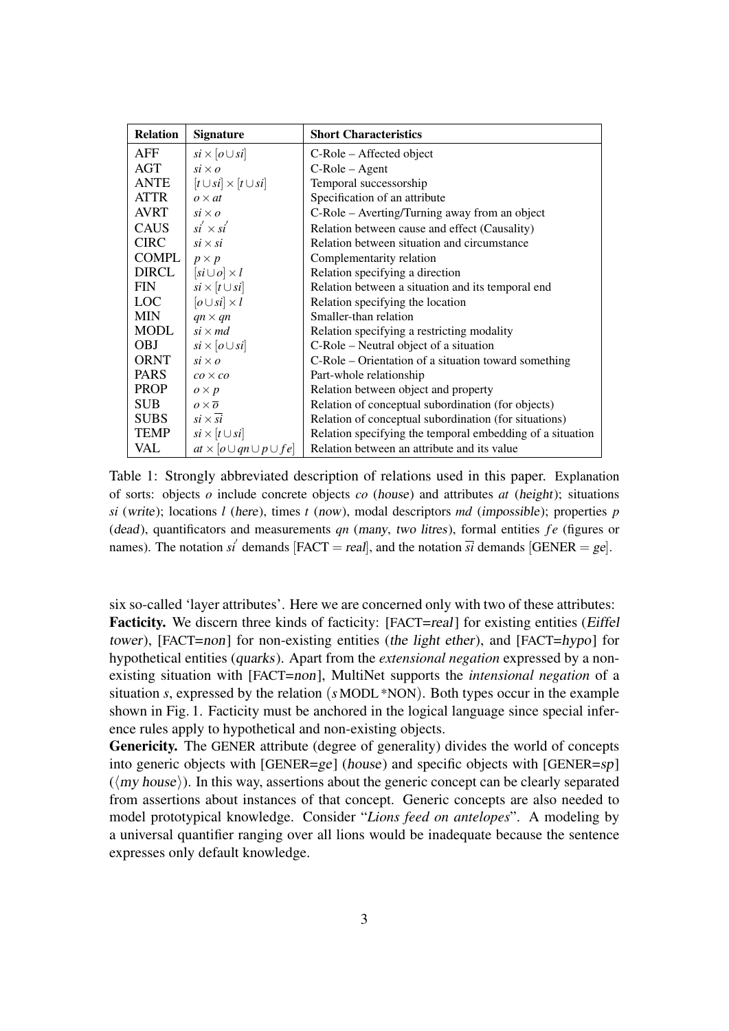| Relation | Signature | Short Characteristics |
| --- | --- | --- |
| AFF | $si \times [o \cup si]$ | C-Role – Affected object |
| AGT | $si \times o$ | C-Role – Agent |
| ANTE | $[t \cup si] \times [t \cup si]$ | Temporal successorship |
| ATTR | $o \times at$ | Specification of an attribute |
| AVRT | $si \times o$ | C-Role – Averting/Turning away from an object |
| CAUS | $si' \times si'$ | Relation between cause and effect (Causality) |
| CIRC | $si \times si$ | Relation between situation and circumstance |
| COMPL | $p \times p$ | Complementarity relation |
| DIRCL | $[si \cup o] \times l$ | Relation specifying a direction |
| FIN | $si \times [t \cup si]$ | Relation between a situation and its temporal end |
| LOC | $[o \cup si] \times l$ | Relation specifying the location |
| MIN | $qn \times qn$ | Smaller-than relation |
| MODL | $si \times md$ | Relation specifying a restricting modality |
| OBJ | $si \times [o \cup si]$ | C-Role – Neutral object of a situation |
| ORNT | $si \times o$ | C-Role – Orientation of a situation toward something |
| PARS | $co \times co$ | Part-whole relationship |
| PROP | $o \times p$ | Relation between object and property |
| SUB | $o \times \overline{o}$ | Relation of conceptual subordination (for objects) |
| SUBS | $si \times \overline{si}$ | Relation of conceptual subordination (for situations) |
| TEMP | $si \times [t \cup si]$ | Relation specifying the temporal embedding of a situation |
| VAL | $at \times [o \cup qn \cup p \cup fe]$ | Relation between an attribute and its value |

Table 1: Strongly abbreviated description of relations used in this paper. Explanation of sorts: objects $o$ include concrete objects $co$ (*house*) and attributes $at$ (*height*); situations $si$ (*write*); locations $l$ (*here*), times $t$ (*now*), modal descriptors $md$ (*impossible*); properties $p$ (*dead*), quantificators and measurements $qn$ (*many*, *two litres*), formal entities $fe$ (figures or names). The notation $si'$ demands [FACT = *real*], and the notation $\overline{si}$ demands [GENER = *ge*].

six so-called 'layer attributes'. Here we are concerned only with two of these attributes:

**Facticity.** We discern three kinds of facticity: [FACT=*real*] for existing entities (*Eiffel tower*), [FACT=*non*] for non-existing entities (*the light ether*), and [FACT=*hypo*] for hypothetical entities (*quarks*). Apart from the *extensional negation* expressed by a non-existing situation with [FACT=*non*], MultiNet supports the *intensional negation* of a situation $s$, expressed by the relation ($s$ MODL *NON). Both types occur in the example shown in Fig. 1. Facticity must be anchored in the logical language since special inference rules apply to hypothetical and non-existing objects.

**Genericity.** The GENER attribute (degree of generality) divides the world of concepts into generic objects with [GENER=*ge*] (*house*) and specific objects with [GENER=*sp*] (⟨*my house*⟩). In this way, assertions about the generic concept can be clearly separated from assertions about instances of that concept. Generic concepts are also needed to model prototypical knowledge. Consider "*Lions feed on antelopes*". A modeling by a universal quantifier ranging over all lions would be inadequate because the sentence expresses only default knowledge.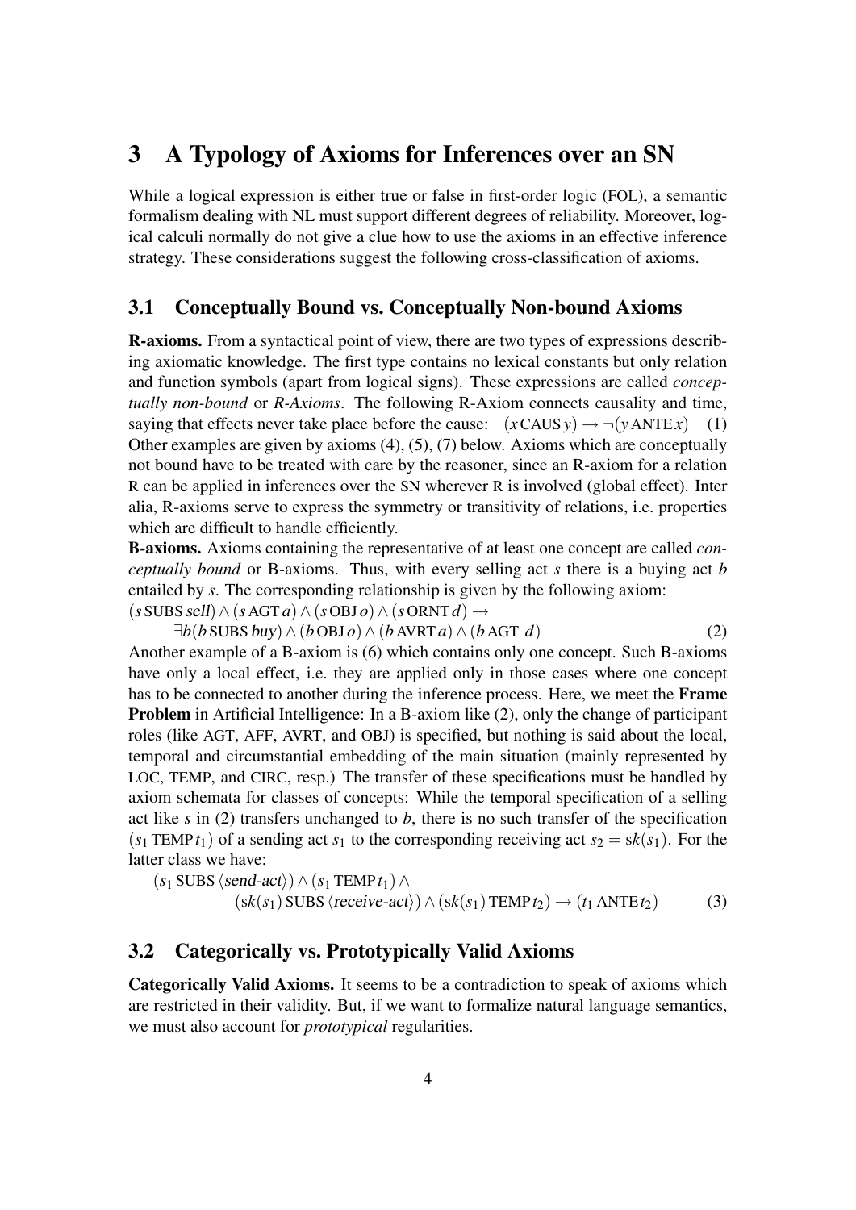## 3 A Typology of Axioms for Inferences over an SN

While a logical expression is either true or false in first-order logic (FOL), a semantic formalism dealing with NL must support different degrees of reliability. Moreover, logical calculi normally do not give a clue how to use the axioms in an effective inference strategy. These considerations suggest the following cross-classification of axioms.

### 3.1 Conceptually Bound vs. Conceptually Non-bound Axioms

**R-axioms.** From a syntactical point of view, there are two types of expressions describing axiomatic knowledge. The first type contains no lexical constants but only relation and function symbols (apart from logical signs). These expressions are called *conceptually non-bound* or *R-Axioms*. The following R-Axiom connects causality and time, saying that effects never take place before the cause: $(x\,\mathrm{CAUS}\,y) \rightarrow \neg(y\,\mathrm{ANTE}\,x)$ (1)
Other examples are given by axioms (4), (5), (7) below. Axioms which are conceptually not bound have to be treated with care by the reasoner, since an R-axiom for a relation R can be applied in inferences over the SN wherever R is involved (global effect). Inter alia, R-axioms serve to express the symmetry or transitivity of relations, i.e. properties which are difficult to handle efficiently.

**B-axioms.** Axioms containing the representative of at least one concept are called *conceptually bound* or B-axioms. Thus, with every selling act $s$ there is a buying act $b$ entailed by $s$. The corresponding relationship is given by the following axiom:

$$(s\,\mathrm{SUBS}\,\mathit{sell}) \wedge (s\,\mathrm{AGT}\,a) \wedge (s\,\mathrm{OBJ}\,o) \wedge (s\,\mathrm{ORNT}\,d) \rightarrow$$
$$\exists b (b\,\mathrm{SUBS}\,\mathit{buy}) \wedge (b\,\mathrm{OBJ}\,o) \wedge (b\,\mathrm{AVRT}\,a) \wedge (b\,\mathrm{AGT}\;d) \qquad (2)$$

Another example of a B-axiom is (6) which contains only one concept. Such B-axioms have only a local effect, i.e. they are applied only in those cases where one concept has to be connected to another during the inference process. Here, we meet the **Frame Problem** in Artificial Intelligence: In a B-axiom like (2), only the change of participant roles (like AGT, AFF, AVRT, and OBJ) is specified, but nothing is said about the local, temporal and circumstantial embedding of the main situation (mainly represented by LOC, TEMP, and CIRC, resp.) The transfer of these specifications must be handled by axiom schemata for classes of concepts: While the temporal specification of a selling act like $s$ in (2) transfers unchanged to $b$, there is no such transfer of the specification $(s_1\,\mathrm{TEMP}\,t_1)$ of a sending act $s_1$ to the corresponding receiving act $s_2 = \mathrm{sk}(s_1)$. For the latter class we have:

$$(s_1\,\mathrm{SUBS}\,\langle \mathit{send\text{-}act}\rangle) \wedge (s_1\,\mathrm{TEMP}\,t_1) \wedge$$
$$(\mathrm{sk}(s_1)\,\mathrm{SUBS}\,\langle \mathit{receive\text{-}act}\rangle) \wedge (\mathrm{sk}(s_1)\,\mathrm{TEMP}\,t_2) \rightarrow (t_1\,\mathrm{ANTE}\,t_2) \qquad (3)$$

### 3.2 Categorically vs. Prototypically Valid Axioms

**Categorically Valid Axioms.** It seems to be a contradiction to speak of axioms which are restricted in their validity. But, if we want to formalize natural language semantics, we must also account for *prototypical* regularities.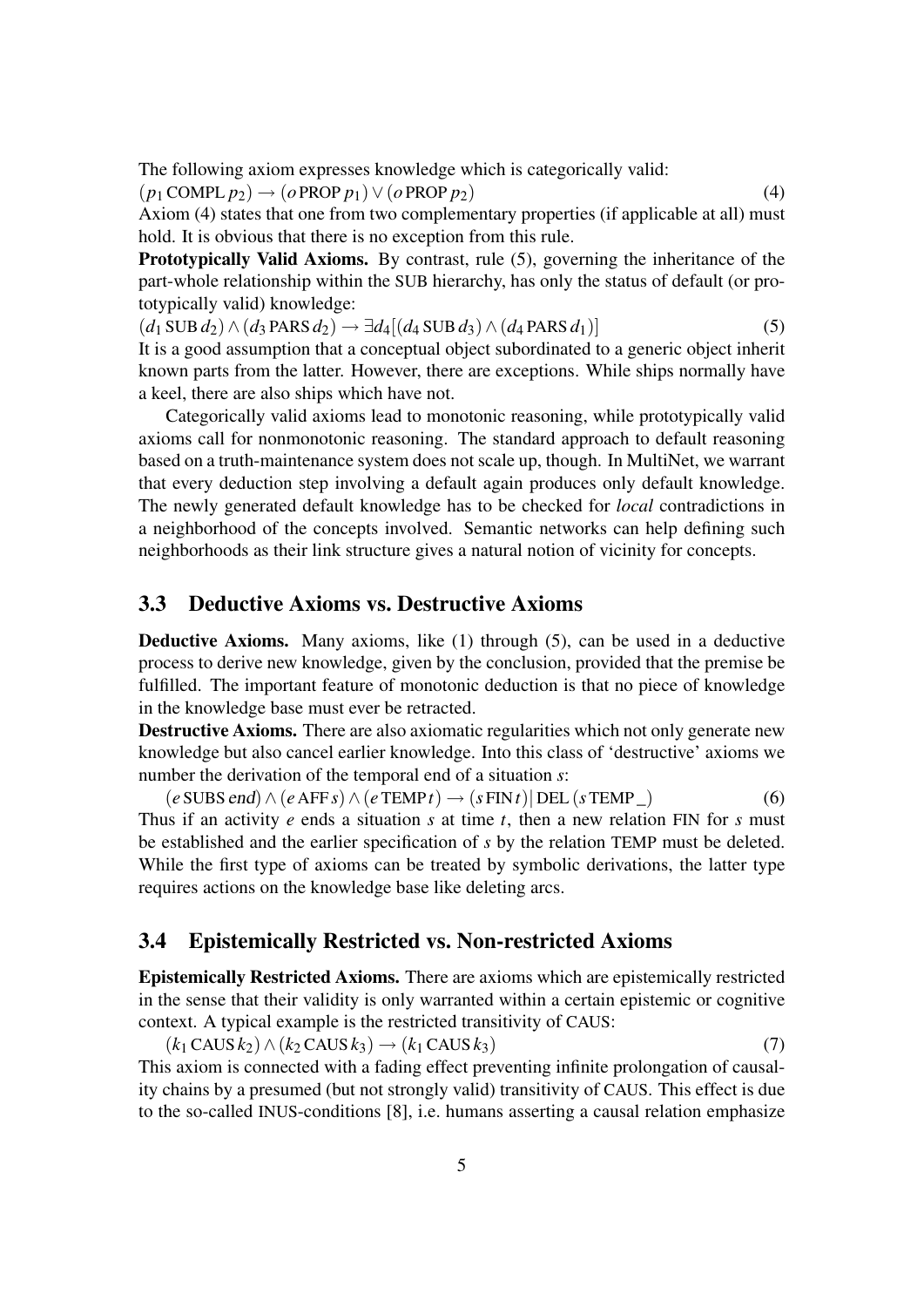The following axiom expresses knowledge which is categorically valid:

$$(p_1\,\mathrm{COMPL}\,p_2) \rightarrow (o\,\mathrm{PROP}\,p_1) \vee (o\,\mathrm{PROP}\,p_2) \tag{4}$$

Axiom (4) states that one from two complementary properties (if applicable at all) must hold. It is obvious that there is no exception from this rule.

**Prototypically Valid Axioms.** By contrast, rule (5), governing the inheritance of the part-whole relationship within the SUB hierarchy, has only the status of default (or prototypically valid) knowledge:

$$(d_1\,\mathrm{SUB}\,d_2) \wedge (d_3\,\mathrm{PARS}\,d_2) \rightarrow \exists d_4[(d_4\,\mathrm{SUB}\,d_3) \wedge (d_4\,\mathrm{PARS}\,d_1)] \tag{5}$$

It is a good assumption that a conceptual object subordinated to a generic object inherit known parts from the latter. However, there are exceptions. While ships normally have a keel, there are also ships which have not.

Categorically valid axioms lead to monotonic reasoning, while prototypically valid axioms call for nonmonotonic reasoning. The standard approach to default reasoning based on a truth-maintenance system does not scale up, though. In MultiNet, we warrant that every deduction step involving a default again produces only default knowledge. The newly generated default knowledge has to be checked for *local* contradictions in a neighborhood of the concepts involved. Semantic networks can help defining such neighborhoods as their link structure gives a natural notion of vicinity for concepts.

## 3.3 Deductive Axioms vs. Destructive Axioms

**Deductive Axioms.** Many axioms, like (1) through (5), can be used in a deductive process to derive new knowledge, given by the conclusion, provided that the premise be fulfilled. The important feature of monotonic deduction is that no piece of knowledge in the knowledge base must ever be retracted.

**Destructive Axioms.** There are also axiomatic regularities which not only generate new knowledge but also cancel earlier knowledge. Into this class of 'destructive' axioms we number the derivation of the temporal end of a situation $s$:

$$(e\,\mathrm{SUBS}\,\mathit{end}) \wedge (e\,\mathrm{AFF}\,s) \wedge (e\,\mathrm{TEMP}\,t) \rightarrow (s\,\mathrm{FIN}\,t)|\,\mathrm{DEL}\,(s\,\mathrm{TEMP}\,\_) \tag{6}$$

Thus if an activity $e$ ends a situation $s$ at time $t$, then a new relation FIN for $s$ must be established and the earlier specification of $s$ by the relation TEMP must be deleted. While the first type of axioms can be treated by symbolic derivations, the latter type requires actions on the knowledge base like deleting arcs.

## 3.4 Epistemically Restricted vs. Non-restricted Axioms

**Epistemically Restricted Axioms.** There are axioms which are epistemically restricted in the sense that their validity is only warranted within a certain epistemic or cognitive context. A typical example is the restricted transitivity of CAUS:

$$(k_1\,\mathrm{CAUS}\,k_2) \wedge (k_2\,\mathrm{CAUS}\,k_3) \rightarrow (k_1\,\mathrm{CAUS}\,k_3) \tag{7}$$

This axiom is connected with a fading effect preventing infinite prolongation of causality chains by a presumed (but not strongly valid) transitivity of CAUS. This effect is due to the so-called INUS-conditions [8], i.e. humans asserting a causal relation emphasize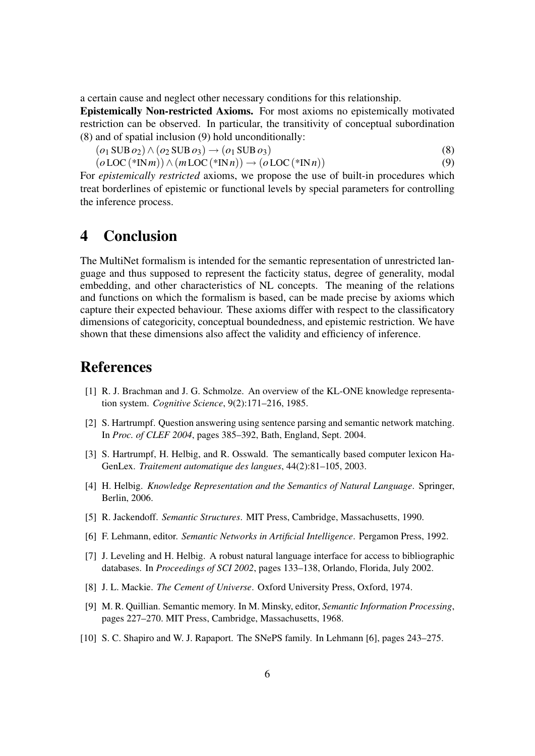a certain cause and neglect other necessary conditions for this relationship.

**Epistemically Non-restricted Axioms.** For most axioms no epistemically motivated restriction can be observed. In particular, the transitivity of conceptual subordination (8) and of spatial inclusion (9) hold unconditionally:

$$(o_1\,\mathrm{SUB}\,o_2) \wedge (o_2\,\mathrm{SUB}\,o_3) \rightarrow (o_1\,\mathrm{SUB}\,o_3) \tag{8}$$

$$(o\,\mathrm{LOC}\,(\text{*IN}\,m)) \wedge (m\,\mathrm{LOC}\,(\text{*IN}\,n)) \rightarrow (o\,\mathrm{LOC}\,(\text{*IN}\,n)) \tag{9}$$

For *epistemically restricted* axioms, we propose the use of built-in procedures which treat borderlines of epistemic or functional levels by special parameters for controlling the inference process.

# 4 Conclusion

The MultiNet formalism is intended for the semantic representation of unrestricted language and thus supposed to represent the facticity status, degree of generality, modal embedding, and other characteristics of NL concepts. The meaning of the relations and functions on which the formalism is based, can be made precise by axioms which capture their expected behaviour. These axioms differ with respect to the classificatory dimensions of categoricity, conceptual boundedness, and epistemic restriction. We have shown that these dimensions also affect the validity and efficiency of inference.

# References

[1] R. J. Brachman and J. G. Schmolze. An overview of the KL-ONE knowledge representation system. *Cognitive Science*, 9(2):171–216, 1985.

[2] S. Hartrumpf. Question answering using sentence parsing and semantic network matching. In *Proc. of CLEF 2004*, pages 385–392, Bath, England, Sept. 2004.

[3] S. Hartrumpf, H. Helbig, and R. Osswald. The semantically based computer lexicon HaGenLex. *Traitement automatique des langues*, 44(2):81–105, 2003.

[4] H. Helbig. *Knowledge Representation and the Semantics of Natural Language*. Springer, Berlin, 2006.

[5] R. Jackendoff. *Semantic Structures*. MIT Press, Cambridge, Massachusetts, 1990.

[6] F. Lehmann, editor. *Semantic Networks in Artificial Intelligence*. Pergamon Press, 1992.

[7] J. Leveling and H. Helbig. A robust natural language interface for access to bibliographic databases. In *Proceedings of SCI 2002*, pages 133–138, Orlando, Florida, July 2002.

[8] J. L. Mackie. *The Cement of Universe*. Oxford University Press, Oxford, 1974.

[9] M. R. Quillian. Semantic memory. In M. Minsky, editor, *Semantic Information Processing*, pages 227–270. MIT Press, Cambridge, Massachusetts, 1968.

[10] S. C. Shapiro and W. J. Rapaport. The SNePS family. In Lehmann [6], pages 243–275.